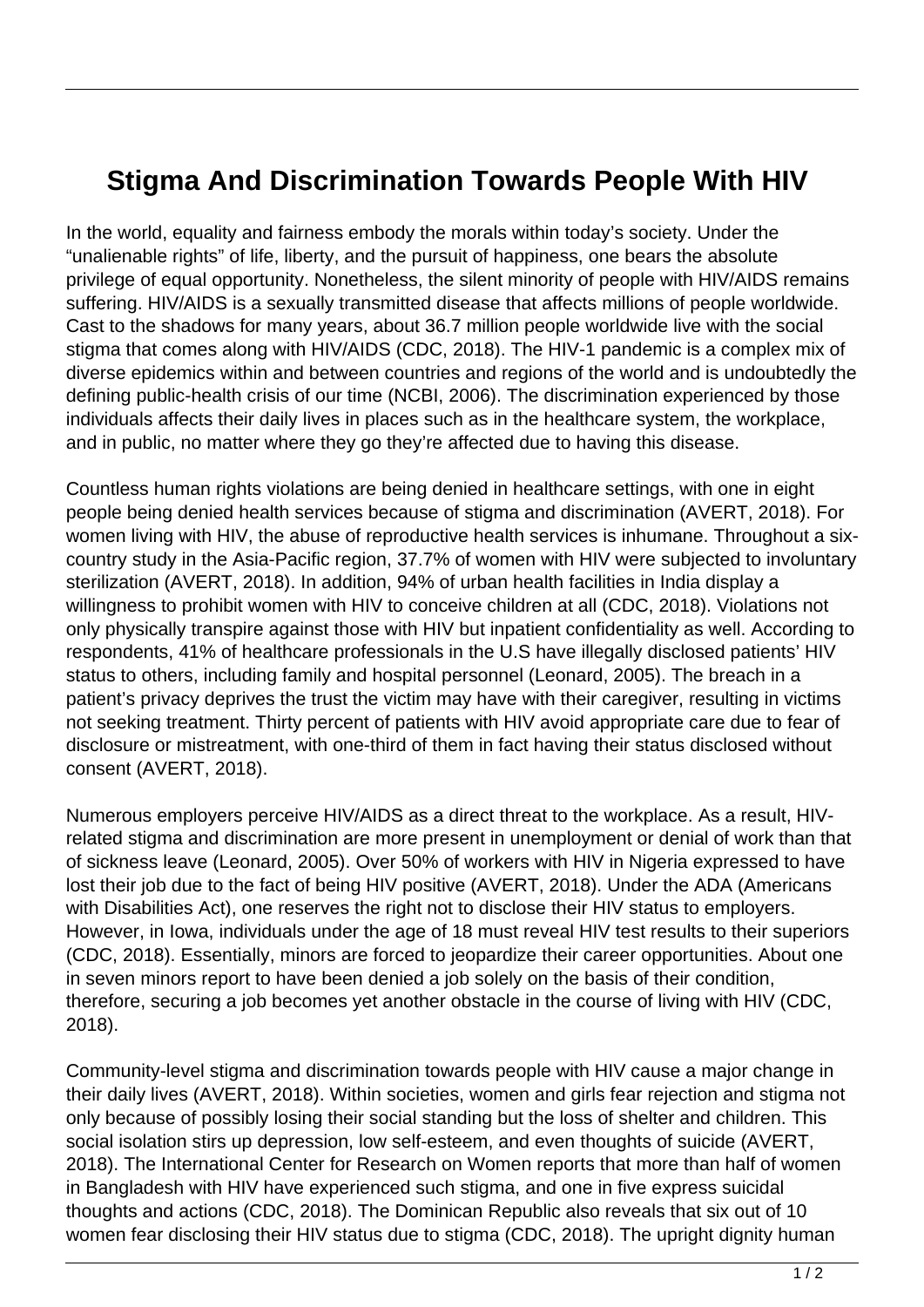# Stigma And Discrimination Towards People With HIV

In the world, equality and fairness embody the morals within today's society. Under the "unalienable rights" of life, liberty, and the pursuit of happiness, one bears the absolute privilege of equal opportunity. Nonetheless, the silent minority of people with HIV/AIDS remains suffering. HIV/AIDS is a sexually transmitted disease that affects millions of people worldwide. Cast to the shadows for many years, about 36.7 million people worldwide live with the social stigma that comes along with HIV/AIDS (CDC, 2018). The HIV-1 pandemic is a complex mix of diverse epidemics within and between countries and regions of the world and is undoubtedly the defining public-health crisis of our time (NCBI, 2006). The discrimination experienced by those individuals affects their daily lives in places such as in the healthcare system, the workplace, and in public, no matter where they go they're affected due to having this disease.

Countless human rights violations are being denied in healthcare settings, with one in eight people being denied health services because of stigma and discrimination (AVERT, 2018). For women living with HIV, the abuse of reproductive health services is inhumane. Throughout a six-country study in the Asia-Pacific region, 37.7% of women with HIV were subjected to involuntary sterilization (AVERT, 2018). In addition, 94% of urban health facilities in India display a willingness to prohibit women with HIV to conceive children at all (CDC, 2018). Violations not only physically transpire against those with HIV but inpatient confidentiality as well. According to respondents, 41% of healthcare professionals in the U.S have illegally disclosed patients' HIV status to others, including family and hospital personnel (Leonard, 2005). The breach in a patient's privacy deprives the trust the victim may have with their caregiver, resulting in victims not seeking treatment. Thirty percent of patients with HIV avoid appropriate care due to fear of disclosure or mistreatment, with one-third of them in fact having their status disclosed without consent (AVERT, 2018).

Numerous employers perceive HIV/AIDS as a direct threat to the workplace. As a result, HIV-related stigma and discrimination are more present in unemployment or denial of work than that of sickness leave (Leonard, 2005). Over 50% of workers with HIV in Nigeria expressed to have lost their job due to the fact of being HIV positive (AVERT, 2018). Under the ADA (Americans with Disabilities Act), one reserves the right not to disclose their HIV status to employers. However, in Iowa, individuals under the age of 18 must reveal HIV test results to their superiors (CDC, 2018). Essentially, minors are forced to jeopardize their career opportunities. About one in seven minors report to have been denied a job solely on the basis of their condition, therefore, securing a job becomes yet another obstacle in the course of living with HIV (CDC, 2018).

Community-level stigma and discrimination towards people with HIV cause a major change in their daily lives (AVERT, 2018). Within societies, women and girls fear rejection and stigma not only because of possibly losing their social standing but the loss of shelter and children. This social isolation stirs up depression, low self-esteem, and even thoughts of suicide (AVERT, 2018). The International Center for Research on Women reports that more than half of women in Bangladesh with HIV have experienced such stigma, and one in five express suicidal thoughts and actions (CDC, 2018). The Dominican Republic also reveals that six out of 10 women fear disclosing their HIV status due to stigma (CDC, 2018). The upright dignity human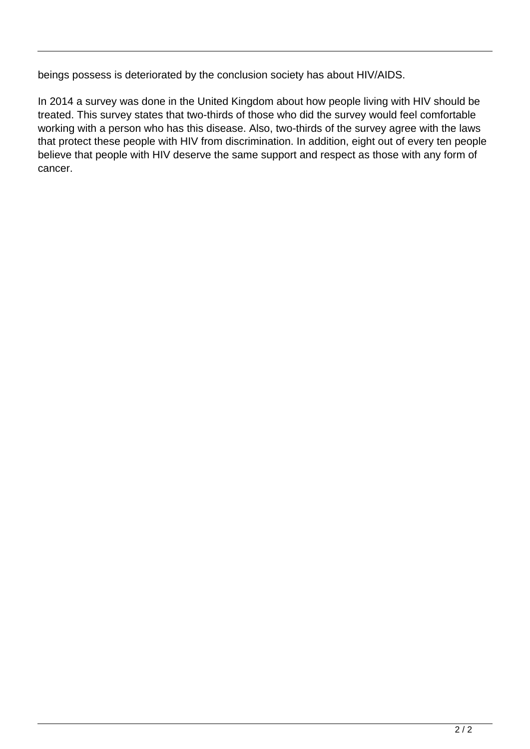beings possess is deteriorated by the conclusion society has about HIV/AIDS.

In 2014 a survey was done in the United Kingdom about how people living with HIV should be treated. This survey states that two-thirds of those who did the survey would feel comfortable working with a person who has this disease. Also, two-thirds of the survey agree with the laws that protect these people with HIV from discrimination. In addition, eight out of every ten people believe that people with HIV deserve the same support and respect as those with any form of cancer.